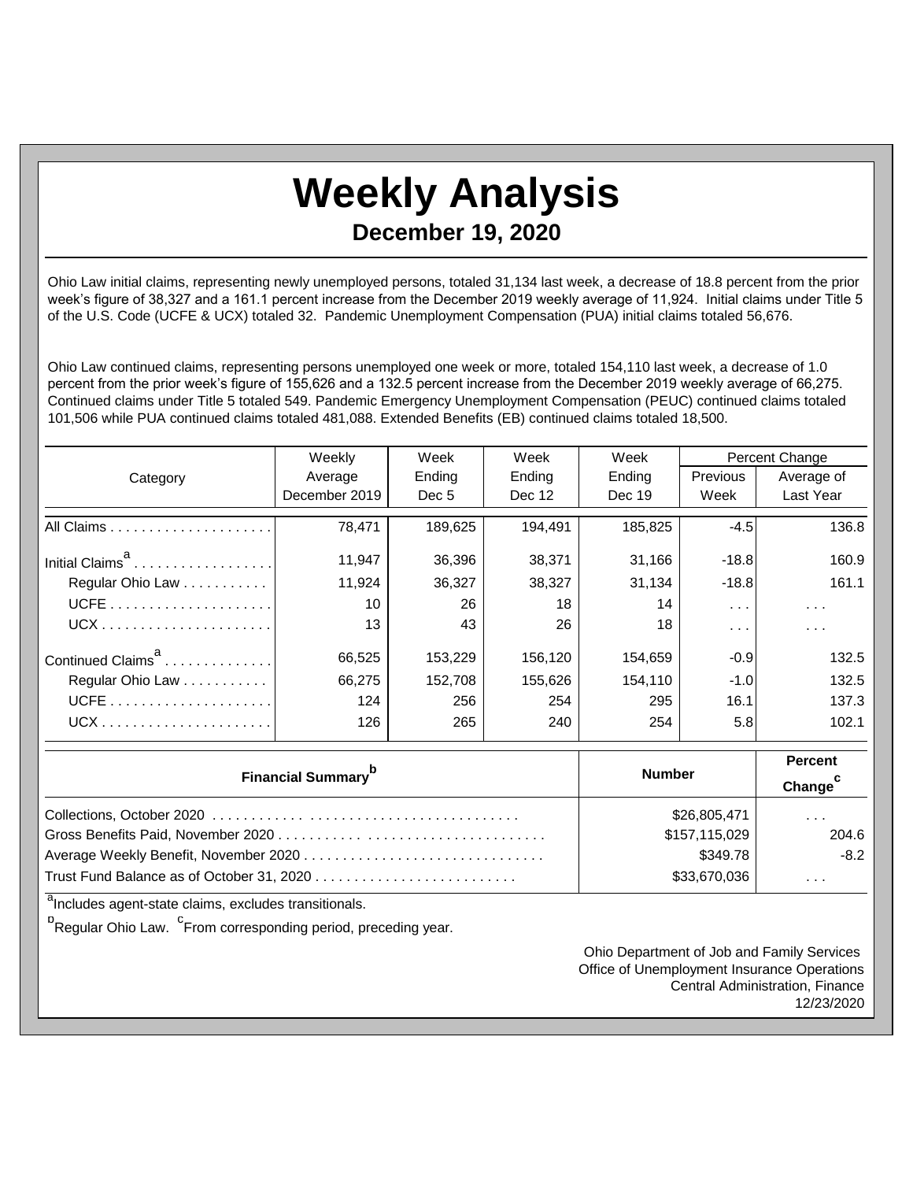# Weekly Analysis

## December 19, 2020

Ohio Law initial claims, representing newly unemployed persons, totaled 31,134 last week, a decrease of 18.8 percent from the prior week's figure of 38,327 and a 161.1 percent increase from the December 2019 weekly average of 11,924. Initial claims under Title 5 of the U.S. Code (UCFE & UCX) totaled 32. Pandemic Unemployment Compensation (PUA) initial claims totaled 56,676.

Ohio Law continued claims, representing persons unemployed one week or more, totaled 154,110 last week, a decrease of 1.0 percent from the prior week's figure of 155,626 and a 132.5 percent increase from the December 2019 weekly average of 66,275. Continued claims under Title 5 totaled 549. Pandemic Emergency Unemployment Compensation (PEUC) continued claims totaled 101,506 while PUA continued claims totaled 481,088. Extended Benefits (EB) continued claims totaled 18,500.

| Category | Weekly Average December 2019 | Week Ending Dec 5 | Week Ending Dec 12 | Week Ending Dec 19 | Percent Change Previous Week | Percent Change Average of Last Year |
|---|---|---|---|---|---|---|
| All Claims | 78,471 | 189,625 | 194,491 | 185,825 | -4.5 | 136.8 |
| Initial Claims[a] | 11,947 | 36,396 | 38,371 | 31,166 | -18.8 | 160.9 |
| Regular Ohio Law | 11,924 | 36,327 | 38,327 | 31,134 | -18.8 | 161.1 |
| UCFE | 10 | 26 | 18 | 14 | . . . | . . . |
| UCX | 13 | 43 | 26 | 18 | . . . | . . . |
| Continued Claims[a] | 66,525 | 153,229 | 156,120 | 154,659 | -0.9 | 132.5 |
| Regular Ohio Law | 66,275 | 152,708 | 155,626 | 154,110 | -1.0 | 132.5 |
| UCFE | 124 | 256 | 254 | 295 | 16.1 | 137.3 |
| UCX | 126 | 265 | 240 | 254 | 5.8 | 102.1 |

| Financial Summary[b] | Number | Percent Change[c] |
|---|---|---|
| Collections, October 2020 | $26,805,471 | . . . |
| Gross Benefits Paid, November 2020 | $157,115,029 | 204.6 |
| Average Weekly Benefit, November 2020 | $349.78 | -8.2 |
| Trust Fund Balance as of October 31, 2020 | $33,670,036 | . . . |

[a]Includes agent-state claims, excludes transitionals.

[b]Regular Ohio Law. [c]From corresponding period, preceding year.

Ohio Department of Job and Family Services
Office of Unemployment Insurance Operations
Central Administration, Finance
12/23/2020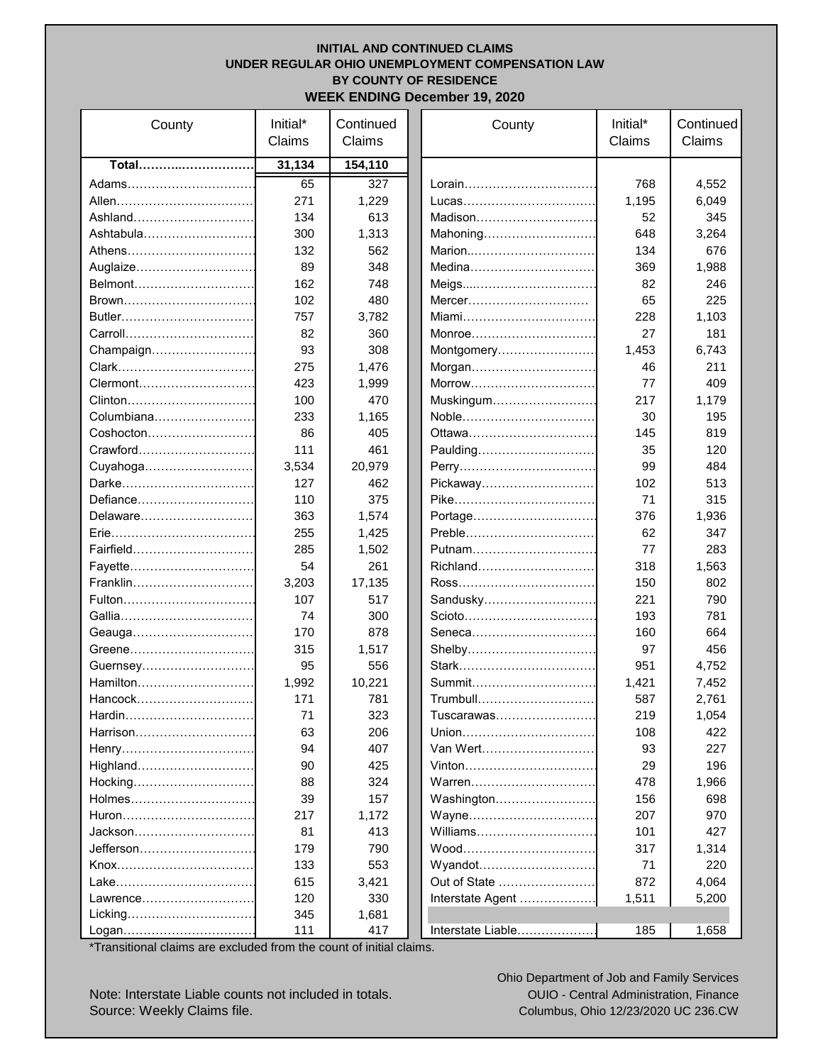**INITIAL AND CONTINUED CLAIMS**
**UNDER REGULAR OHIO UNEMPLOYMENT COMPENSATION LAW**
**BY COUNTY OF RESIDENCE**
**WEEK ENDING December 19, 2020**

| County | Initial* Claims | Continued Claims | County | Initial* Claims | Continued Claims |
|---|---|---|---|---|---|
| **Total** | **31,134** | **154,110** | | | |
| Adams | 65 | 327 | Lorain | 768 | 4,552 |
| Allen | 271 | 1,229 | Lucas | 1,195 | 6,049 |
| Ashland | 134 | 613 | Madison | 52 | 345 |
| Ashtabula | 300 | 1,313 | Mahoning | 648 | 3,264 |
| Athens | 132 | 562 | Marion | 134 | 676 |
| Auglaize | 89 | 348 | Medina | 369 | 1,988 |
| Belmont | 162 | 748 | Meigs | 82 | 246 |
| Brown | 102 | 480 | Mercer | 65 | 225 |
| Butler | 757 | 3,782 | Miami | 228 | 1,103 |
| Carroll | 82 | 360 | Monroe | 27 | 181 |
| Champaign | 93 | 308 | Montgomery | 1,453 | 6,743 |
| Clark | 275 | 1,476 | Morgan | 46 | 211 |
| Clermont | 423 | 1,999 | Morrow | 77 | 409 |
| Clinton | 100 | 470 | Muskingum | 217 | 1,179 |
| Columbiana | 233 | 1,165 | Noble | 30 | 195 |
| Coshocton | 86 | 405 | Ottawa | 145 | 819 |
| Crawford | 111 | 461 | Paulding | 35 | 120 |
| Cuyahoga | 3,534 | 20,979 | Perry | 99 | 484 |
| Darke | 127 | 462 | Pickaway | 102 | 513 |
| Defiance | 110 | 375 | Pike | 71 | 315 |
| Delaware | 363 | 1,574 | Portage | 376 | 1,936 |
| Erie | 255 | 1,425 | Preble | 62 | 347 |
| Fairfield | 285 | 1,502 | Putnam | 77 | 283 |
| Fayette | 54 | 261 | Richland | 318 | 1,563 |
| Franklin | 3,203 | 17,135 | Ross | 150 | 802 |
| Fulton | 107 | 517 | Sandusky | 221 | 790 |
| Gallia | 74 | 300 | Scioto | 193 | 781 |
| Geauga | 170 | 878 | Seneca | 160 | 664 |
| Greene | 315 | 1,517 | Shelby | 97 | 456 |
| Guernsey | 95 | 556 | Stark | 951 | 4,752 |
| Hamilton | 1,992 | 10,221 | Summit | 1,421 | 7,452 |
| Hancock | 171 | 781 | Trumbull | 587 | 2,761 |
| Hardin | 71 | 323 | Tuscarawas | 219 | 1,054 |
| Harrison | 63 | 206 | Union | 108 | 422 |
| Henry | 94 | 407 | Van Wert | 93 | 227 |
| Highland | 90 | 425 | Vinton | 29 | 196 |
| Hocking | 88 | 324 | Warren | 478 | 1,966 |
| Holmes | 39 | 157 | Washington | 156 | 698 |
| Huron | 217 | 1,172 | Wayne | 207 | 970 |
| Jackson | 81 | 413 | Williams | 101 | 427 |
| Jefferson | 179 | 790 | Wood | 317 | 1,314 |
| Knox | 133 | 553 | Wyandot | 71 | 220 |
| Lake | 615 | 3,421 | Out of State | 872 | 4,064 |
| Lawrence | 120 | 330 | Interstate Agent | 1,511 | 5,200 |
| Licking | 345 | 1,681 | | | |
| Logan | 111 | 417 | Interstate Liable | 185 | 1,658 |

*Transitional claims are excluded from the count of initial claims.

Note: Interstate Liable counts not included in totals.
Source: Weekly Claims file.

Ohio Department of Job and Family Services
OUIO - Central Administration, Finance
Columbus, Ohio 12/23/2020 UC 236.CW